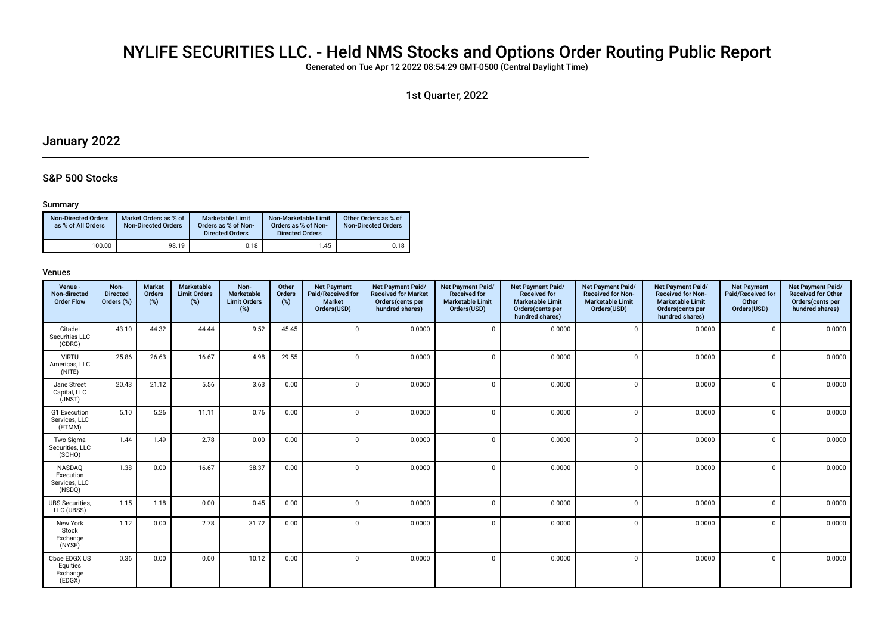# NYLIFE SECURITIES LLC. - Held NMS Stocks and Options Order Routing Public Report

Generated on Tue Apr 12 2022 08:54:29 GMT-0500 (Central Daylight Time)

1st Quarter, 2022

## January 2022

### S&P 500 Stocks

#### Summary

| Non-Directed Orders as % of All Orders | Market Orders as % of Non-Directed Orders | Marketable Limit Orders as % of Non-Directed Orders | Non-Marketable Limit Orders as % of Non-Directed Orders | Other Orders as % of Non-Directed Orders |
|---|---|---|---|---|
| 100.00 | 98.19 | 0.18 | 1.45 | 0.18 |

#### Venues

| Venue - Non-directed Order Flow | Non-Directed Orders (%) | Market Orders (%) | Marketable Limit Orders (%) | Non-Marketable Limit Orders (%) | Other Orders (%) | Net Payment Paid/Received for Market Orders(USD) | Net Payment Paid/ Received for Market Orders(cents per hundred shares) | Net Payment Paid/ Received for Marketable Limit Orders(USD) | Net Payment Paid/ Received for Marketable Limit Orders(cents per hundred shares) | Net Payment Paid/ Received for Non-Marketable Limit Orders(USD) | Net Payment Paid/ Received for Non-Marketable Limit Orders(cents per hundred shares) | Net Payment Paid/Received for Other Orders(USD) | Net Payment Paid/ Received for Other Orders(cents per hundred shares) |
|---|---|---|---|---|---|---|---|---|---|---|---|---|---|
| Citadel Securities LLC (CDRG) | 43.10 | 44.32 | 44.44 | 9.52 | 45.45 | 0 | 0.0000 | 0 | 0.0000 | 0 | 0.0000 | 0 | 0.0000 |
| VIRTU Americas, LLC (NITE) | 25.86 | 26.63 | 16.67 | 4.98 | 29.55 | 0 | 0.0000 | 0 | 0.0000 | 0 | 0.0000 | 0 | 0.0000 |
| Jane Street Capital, LLC (JNST) | 20.43 | 21.12 | 5.56 | 3.63 | 0.00 | 0 | 0.0000 | 0 | 0.0000 | 0 | 0.0000 | 0 | 0.0000 |
| G1 Execution Services, LLC (ETMM) | 5.10 | 5.26 | 11.11 | 0.76 | 0.00 | 0 | 0.0000 | 0 | 0.0000 | 0 | 0.0000 | 0 | 0.0000 |
| Two Sigma Securities, LLC (SOHO) | 1.44 | 1.49 | 2.78 | 0.00 | 0.00 | 0 | 0.0000 | 0 | 0.0000 | 0 | 0.0000 | 0 | 0.0000 |
| NASDAQ Execution Services, LLC (NSDQ) | 1.38 | 0.00 | 16.67 | 38.37 | 0.00 | 0 | 0.0000 | 0 | 0.0000 | 0 | 0.0000 | 0 | 0.0000 |
| UBS Securities, LLC (UBSS) | 1.15 | 1.18 | 0.00 | 0.45 | 0.00 | 0 | 0.0000 | 0 | 0.0000 | 0 | 0.0000 | 0 | 0.0000 |
| New York Stock Exchange (NYSE) | 1.12 | 0.00 | 2.78 | 31.72 | 0.00 | 0 | 0.0000 | 0 | 0.0000 | 0 | 0.0000 | 0 | 0.0000 |
| Cboe EDGX US Equities Exchange (EDGX) | 0.36 | 0.00 | 0.00 | 10.12 | 0.00 | 0 | 0.0000 | 0 | 0.0000 | 0 | 0.0000 | 0 | 0.0000 |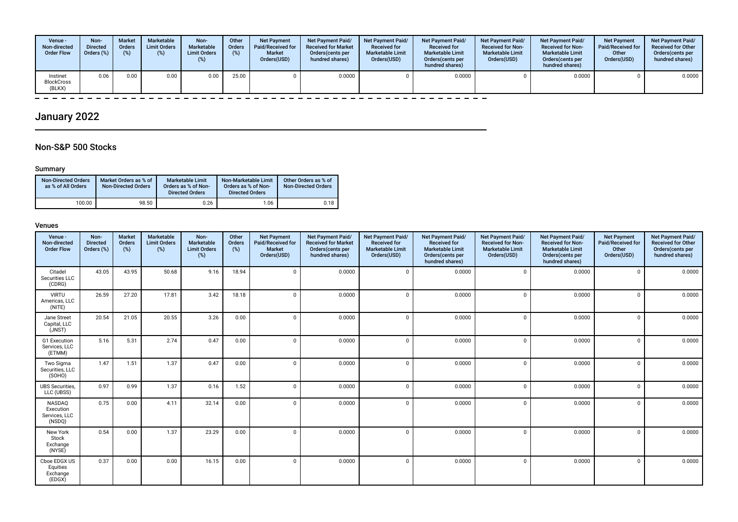| Venue - Non-directed Order Flow | Non-Directed Orders (%) | Market Orders (%) | Marketable Limit Orders (%) | Non-Marketable Limit Orders (%) | Other Orders (%) | Net Payment Paid/Received for Market Orders(USD) | Net Payment Paid/ Received for Market Orders(cents per hundred shares) | Net Payment Paid/ Received for Marketable Limit Orders(USD) | Net Payment Paid/ Received for Marketable Limit Orders(cents per hundred shares) | Net Payment Paid/ Received for Non-Marketable Limit Orders(USD) | Net Payment Paid/ Received for Non-Marketable Limit Orders(cents per hundred shares) | Net Payment Paid/Received for Other Orders(USD) | Net Payment Paid/ Received for Other Orders(cents per hundred shares) |
|---|---|---|---|---|---|---|---|---|---|---|---|---|---|
| Instinet BlockCross (BLKX) | 0.06 | 0.00 | 0.00 | 0.00 | 25.00 | 0 | 0.0000 | 0 | 0.0000 | 0 | 0.0000 | 0 | 0.0000 |

# January 2022

## Non-S&P 500 Stocks

### Summary

| Non-Directed Orders as % of All Orders | Market Orders as % of Non-Directed Orders | Marketable Limit Orders as % of Non-Directed Orders | Non-Marketable Limit Orders as % of Non-Directed Orders | Other Orders as % of Non-Directed Orders |
|---|---|---|---|---|
| 100.00 | 98.50 | 0.26 | 1.06 | 0.18 |

### Venues

| Venue - Non-directed Order Flow | Non-Directed Orders (%) | Market Orders (%) | Marketable Limit Orders (%) | Non-Marketable Limit Orders (%) | Other Orders (%) | Net Payment Paid/Received for Market Orders(USD) | Net Payment Paid/ Received for Market Orders(cents per hundred shares) | Net Payment Paid/ Received for Marketable Limit Orders(USD) | Net Payment Paid/ Received for Marketable Limit Orders(cents per hundred shares) | Net Payment Paid/ Received for Non-Marketable Limit Orders(USD) | Net Payment Paid/ Received for Non-Marketable Limit Orders(cents per hundred shares) | Net Payment Paid/Received for Other Orders(USD) | Net Payment Paid/ Received for Other Orders(cents per hundred shares) |
|---|---|---|---|---|---|---|---|---|---|---|---|---|---|
| Citadel Securities LLC (CDRG) | 43.05 | 43.95 | 50.68 | 9.16 | 18.94 | 0 | 0.0000 | 0 | 0.0000 | 0 | 0.0000 | 0 | 0.0000 |
| VIRTU Americas, LLC (NITE) | 26.59 | 27.20 | 17.81 | 3.42 | 18.18 | 0 | 0.0000 | 0 | 0.0000 | 0 | 0.0000 | 0 | 0.0000 |
| Jane Street Capital, LLC (JNST) | 20.54 | 21.05 | 20.55 | 3.26 | 0.00 | 0 | 0.0000 | 0 | 0.0000 | 0 | 0.0000 | 0 | 0.0000 |
| G1 Execution Services, LLC (ETMM) | 5.16 | 5.31 | 2.74 | 0.47 | 0.00 | 0 | 0.0000 | 0 | 0.0000 | 0 | 0.0000 | 0 | 0.0000 |
| Two Sigma Securities, LLC (SOHO) | 1.47 | 1.51 | 1.37 | 0.47 | 0.00 | 0 | 0.0000 | 0 | 0.0000 | 0 | 0.0000 | 0 | 0.0000 |
| UBS Securities, LLC (UBSS) | 0.97 | 0.99 | 1.37 | 0.16 | 1.52 | 0 | 0.0000 | 0 | 0.0000 | 0 | 0.0000 | 0 | 0.0000 |
| NASDAQ Execution Services, LLC (NSDQ) | 0.75 | 0.00 | 4.11 | 32.14 | 0.00 | 0 | 0.0000 | 0 | 0.0000 | 0 | 0.0000 | 0 | 0.0000 |
| New York Stock Exchange (NYSE) | 0.54 | 0.00 | 1.37 | 23.29 | 0.00 | 0 | 0.0000 | 0 | 0.0000 | 0 | 0.0000 | 0 | 0.0000 |
| Cboe EDGX US Equities Exchange (EDGX) | 0.37 | 0.00 | 0.00 | 16.15 | 0.00 | 0 | 0.0000 | 0 | 0.0000 | 0 | 0.0000 | 0 | 0.0000 |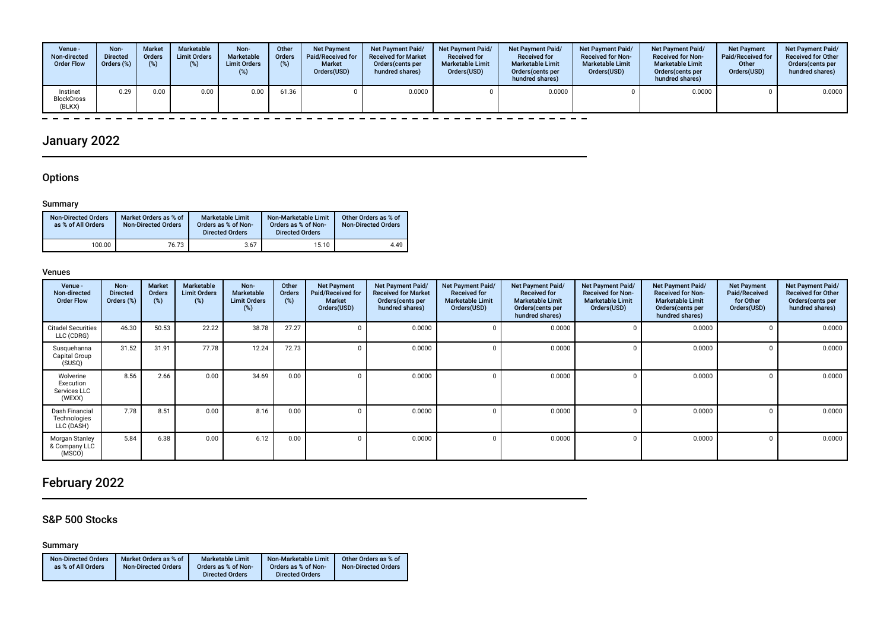| Venue - Non-directed Order Flow | Non-Directed Orders (%) | Market Orders (%) | Marketable Limit Orders (%) | Non-Marketable Limit Orders (%) | Other Orders (%) | Net Payment Paid/Received for Market Orders(USD) | Net Payment Paid/ Received for Market Orders(cents per hundred shares) | Net Payment Paid/ Received for Marketable Limit Orders(USD) | Net Payment Paid/ Received for Marketable Limit Orders(cents per hundred shares) | Net Payment Paid/ Received for Non-Marketable Limit Orders(USD) | Net Payment Paid/ Received for Non-Marketable Limit Orders(cents per hundred shares) | Net Payment Paid/Received for Other Orders(USD) | Net Payment Paid/ Received for Other Orders(cents per hundred shares) |
|---|---|---|---|---|---|---|---|---|---|---|---|---|---|
| Instinet BlockCross (BLKX) | 0.29 | 0.00 | 0.00 | 0.00 | 61.36 | 0 | 0.0000 | 0 | 0.0000 | 0 | 0.0000 | 0 | 0.0000 |

# January 2022

## Options

### Summary

| Non-Directed Orders as % of All Orders | Market Orders as % of Non-Directed Orders | Marketable Limit Orders as % of Non-Directed Orders | Non-Marketable Limit Orders as % of Non-Directed Orders | Other Orders as % of Non-Directed Orders |
|---|---|---|---|---|
| 100.00 | 76.73 | 3.67 | 15.10 | 4.49 |

### Venues

| Venue - Non-directed Order Flow | Non-Directed Orders (%) | Market Orders (%) | Marketable Limit Orders (%) | Non-Marketable Limit Orders (%) | Other Orders (%) | Net Payment Paid/Received for Market Orders(USD) | Net Payment Paid/ Received for Market Orders(cents per hundred shares) | Net Payment Paid/ Received for Marketable Limit Orders(USD) | Net Payment Paid/ Received for Marketable Limit Orders(cents per hundred shares) | Net Payment Paid/ Received for Non-Marketable Limit Orders(USD) | Net Payment Paid/ Received for Non-Marketable Limit Orders(cents per hundred shares) | Net Payment Paid/Received for Other Orders(USD) | Net Payment Paid/ Received for Other Orders(cents per hundred shares) |
|---|---|---|---|---|---|---|---|---|---|---|---|---|---|
| Citadel Securities LLC (CDRG) | 46.30 | 50.53 | 22.22 | 38.78 | 27.27 | 0 | 0.0000 | 0 | 0.0000 | 0 | 0.0000 | 0 | 0.0000 |
| Susquehanna Capital Group (SUSQ) | 31.52 | 31.91 | 77.78 | 12.24 | 72.73 | 0 | 0.0000 | 0 | 0.0000 | 0 | 0.0000 | 0 | 0.0000 |
| Wolverine Execution Services LLC (WEXX) | 8.56 | 2.66 | 0.00 | 34.69 | 0.00 | 0 | 0.0000 | 0 | 0.0000 | 0 | 0.0000 | 0 | 0.0000 |
| Dash Financial Technologies LLC (DASH) | 7.78 | 8.51 | 0.00 | 8.16 | 0.00 | 0 | 0.0000 | 0 | 0.0000 | 0 | 0.0000 | 0 | 0.0000 |
| Morgan Stanley & Company LLC (MSCO) | 5.84 | 6.38 | 0.00 | 6.12 | 0.00 | 0 | 0.0000 | 0 | 0.0000 | 0 | 0.0000 | 0 | 0.0000 |

# February 2022

## S&P 500 Stocks

### Summary

| Non-Directed Orders as % of All Orders | Market Orders as % of Non-Directed Orders | Marketable Limit Orders as % of Non-Directed Orders | Non-Marketable Limit Orders as % of Non-Directed Orders | Other Orders as % of Non-Directed Orders |
|---|---|---|---|---|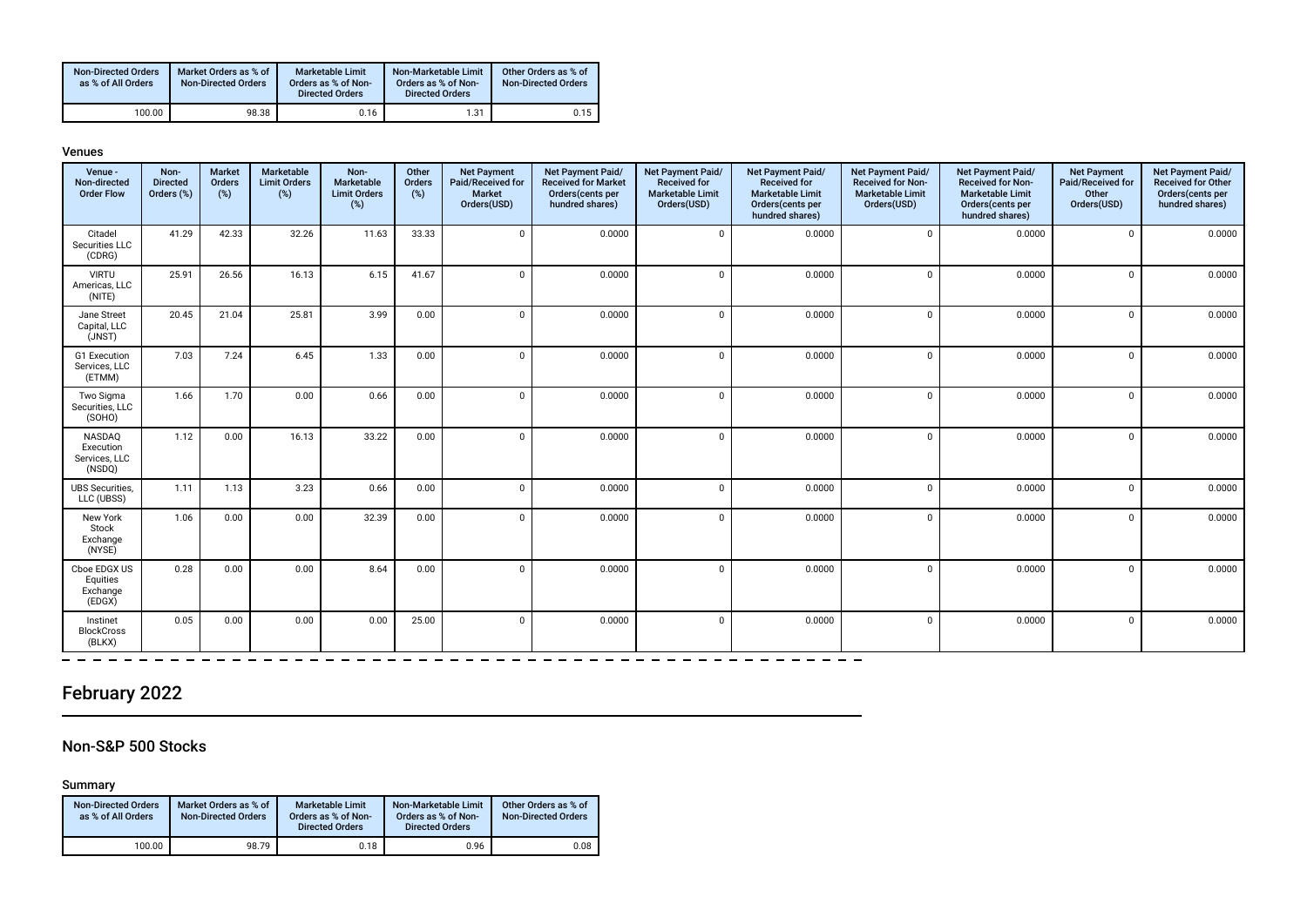| Non-Directed Orders as % of All Orders | Market Orders as % of Non-Directed Orders | Marketable Limit Orders as % of Non-Directed Orders | Non-Marketable Limit Orders as % of Non-Directed Orders | Other Orders as % of Non-Directed Orders |
|---|---|---|---|---|
| 100.00 | 98.38 | 0.16 | 1.31 | 0.15 |

### Venues

| Venue - Non-directed Order Flow | Non-Directed Orders (%) | Market Orders (%) | Marketable Limit Orders (%) | Non-Marketable Limit Orders (%) | Other Orders (%) | Net Payment Paid/Received for Market Orders(USD) | Net Payment Paid/ Received for Market Orders(cents per hundred shares) | Net Payment Paid/ Received for Marketable Limit Orders(USD) | Net Payment Paid/ Received for Marketable Limit Orders(cents per hundred shares) | Net Payment Paid/ Received for Non-Marketable Limit Orders(USD) | Net Payment Paid/ Received for Non-Marketable Limit Orders(cents per hundred shares) | Net Payment Paid/Received for Other Orders(USD) | Net Payment Paid/ Received for Other Orders(cents per hundred shares) |
|---|---|---|---|---|---|---|---|---|---|---|---|---|---|
| Citadel Securities LLC (CDRG) | 41.29 | 42.33 | 32.26 | 11.63 | 33.33 | 0 | 0.0000 | 0 | 0.0000 | 0 | 0.0000 | 0 | 0.0000 |
| VIRTU Americas, LLC (NITE) | 25.91 | 26.56 | 16.13 | 6.15 | 41.67 | 0 | 0.0000 | 0 | 0.0000 | 0 | 0.0000 | 0 | 0.0000 |
| Jane Street Capital, LLC (JNST) | 20.45 | 21.04 | 25.81 | 3.99 | 0.00 | 0 | 0.0000 | 0 | 0.0000 | 0 | 0.0000 | 0 | 0.0000 |
| G1 Execution Services, LLC (ETMM) | 7.03 | 7.24 | 6.45 | 1.33 | 0.00 | 0 | 0.0000 | 0 | 0.0000 | 0 | 0.0000 | 0 | 0.0000 |
| Two Sigma Securities, LLC (SOHO) | 1.66 | 1.70 | 0.00 | 0.66 | 0.00 | 0 | 0.0000 | 0 | 0.0000 | 0 | 0.0000 | 0 | 0.0000 |
| NASDAQ Execution Services, LLC (NSDQ) | 1.12 | 0.00 | 16.13 | 33.22 | 0.00 | 0 | 0.0000 | 0 | 0.0000 | 0 | 0.0000 | 0 | 0.0000 |
| UBS Securities, LLC (UBSS) | 1.11 | 1.13 | 3.23 | 0.66 | 0.00 | 0 | 0.0000 | 0 | 0.0000 | 0 | 0.0000 | 0 | 0.0000 |
| New York Stock Exchange (NYSE) | 1.06 | 0.00 | 0.00 | 32.39 | 0.00 | 0 | 0.0000 | 0 | 0.0000 | 0 | 0.0000 | 0 | 0.0000 |
| Cboe EDGX US Equities Exchange (EDGX) | 0.28 | 0.00 | 0.00 | 8.64 | 0.00 | 0 | 0.0000 | 0 | 0.0000 | 0 | 0.0000 | 0 | 0.0000 |
| Instinet BlockCross (BLKX) | 0.05 | 0.00 | 0.00 | 0.00 | 25.00 | 0 | 0.0000 | 0 | 0.0000 | 0 | 0.0000 | 0 | 0.0000 |

# February 2022

## Non-S&P 500 Stocks

### Summary

| Non-Directed Orders as % of All Orders | Market Orders as % of Non-Directed Orders | Marketable Limit Orders as % of Non-Directed Orders | Non-Marketable Limit Orders as % of Non-Directed Orders | Other Orders as % of Non-Directed Orders |
|---|---|---|---|---|
| 100.00 | 98.79 | 0.18 | 0.96 | 0.08 |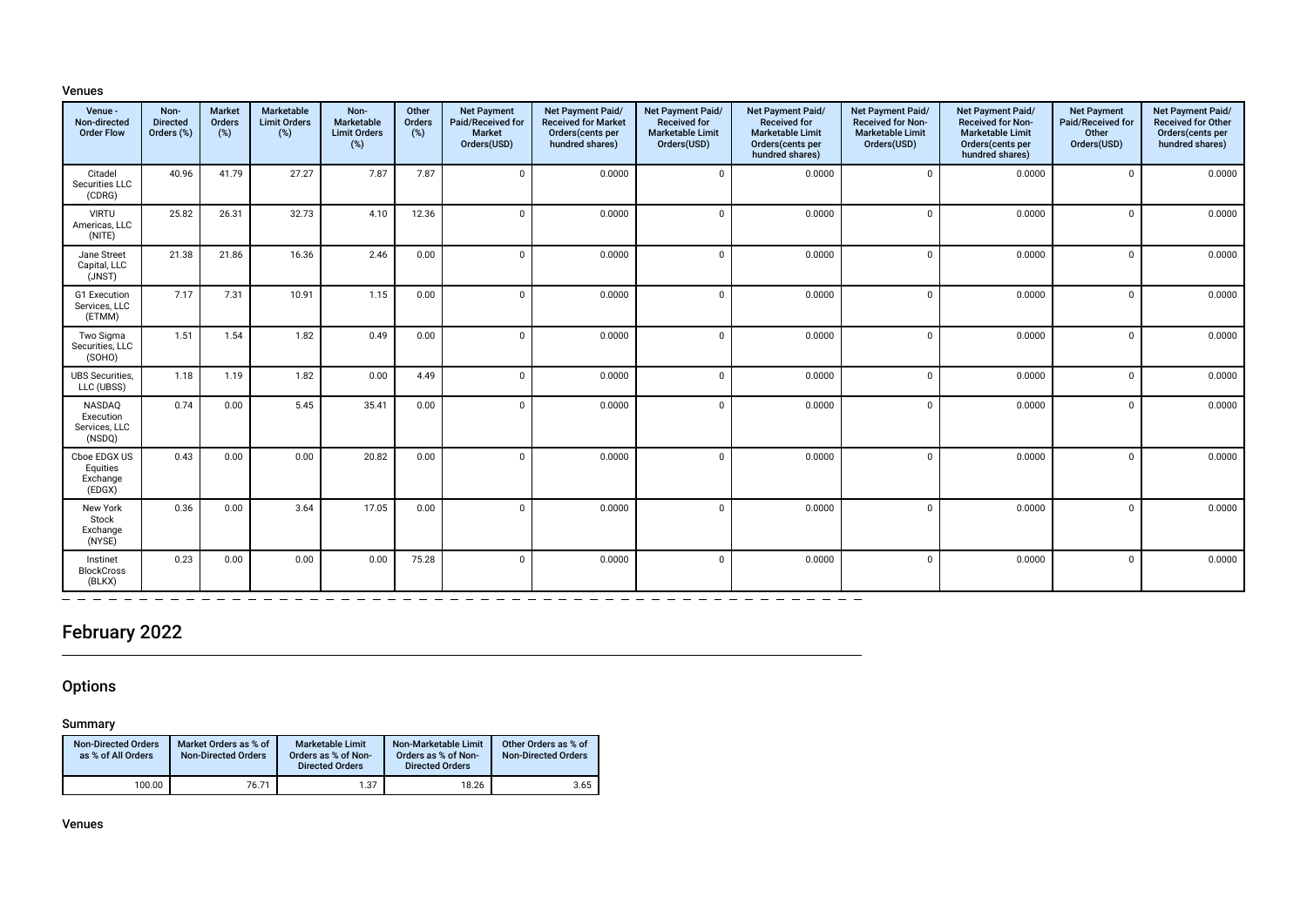### Venues

| Venue - Non-directed Order Flow | Non-Directed Orders (%) | Market Orders (%) | Marketable Limit Orders (%) | Non-Marketable Limit Orders (%) | Other Orders (%) | Net Payment Paid/Received for Market Orders(USD) | Net Payment Paid/Received for Market Orders(cents per hundred shares) | Net Payment Paid/Received for Marketable Limit Orders(USD) | Net Payment Paid/Received for Marketable Limit Orders(cents per hundred shares) | Net Payment Paid/Received for Non-Marketable Limit Orders(USD) | Net Payment Paid/Received for Non-Marketable Limit Orders(cents per hundred shares) | Net Payment Paid/Received for Other Orders(USD) | Net Payment Paid/Received for Other Orders(cents per hundred shares) |
|---|---|---|---|---|---|---|---|---|---|---|---|---|---|
| Citadel Securities LLC (CDRG) | 40.96 | 41.79 | 27.27 | 7.87 | 7.87 | 0 | 0.0000 | 0 | 0.0000 | 0 | 0.0000 | 0 | 0.0000 |
| VIRTU Americas, LLC (NITE) | 25.82 | 26.31 | 32.73 | 4.10 | 12.36 | 0 | 0.0000 | 0 | 0.0000 | 0 | 0.0000 | 0 | 0.0000 |
| Jane Street Capital, LLC (JNST) | 21.38 | 21.86 | 16.36 | 2.46 | 0.00 | 0 | 0.0000 | 0 | 0.0000 | 0 | 0.0000 | 0 | 0.0000 |
| G1 Execution Services, LLC (ETMM) | 7.17 | 7.31 | 10.91 | 1.15 | 0.00 | 0 | 0.0000 | 0 | 0.0000 | 0 | 0.0000 | 0 | 0.0000 |
| Two Sigma Securities, LLC (SOHO) | 1.51 | 1.54 | 1.82 | 0.49 | 0.00 | 0 | 0.0000 | 0 | 0.0000 | 0 | 0.0000 | 0 | 0.0000 |
| UBS Securities, LLC (UBSS) | 1.18 | 1.19 | 1.82 | 0.00 | 4.49 | 0 | 0.0000 | 0 | 0.0000 | 0 | 0.0000 | 0 | 0.0000 |
| NASDAQ Execution Services, LLC (NSDQ) | 0.74 | 0.00 | 5.45 | 35.41 | 0.00 | 0 | 0.0000 | 0 | 0.0000 | 0 | 0.0000 | 0 | 0.0000 |
| Cboe EDGX US Equities Exchange (EDGX) | 0.43 | 0.00 | 0.00 | 20.82 | 0.00 | 0 | 0.0000 | 0 | 0.0000 | 0 | 0.0000 | 0 | 0.0000 |
| New York Stock Exchange (NYSE) | 0.36 | 0.00 | 3.64 | 17.05 | 0.00 | 0 | 0.0000 | 0 | 0.0000 | 0 | 0.0000 | 0 | 0.0000 |
| Instinet BlockCross (BLKX) | 0.23 | 0.00 | 0.00 | 0.00 | 75.28 | 0 | 0.0000 | 0 | 0.0000 | 0 | 0.0000 | 0 | 0.0000 |

# February 2022

## Options

### Summary

| Non-Directed Orders as % of All Orders | Market Orders as % of Non-Directed Orders | Marketable Limit Orders as % of Non-Directed Orders | Non-Marketable Limit Orders as % of Non-Directed Orders | Other Orders as % of Non-Directed Orders |
|---|---|---|---|---|
| 100.00 | 76.71 | 1.37 | 18.26 | 3.65 |

### Venues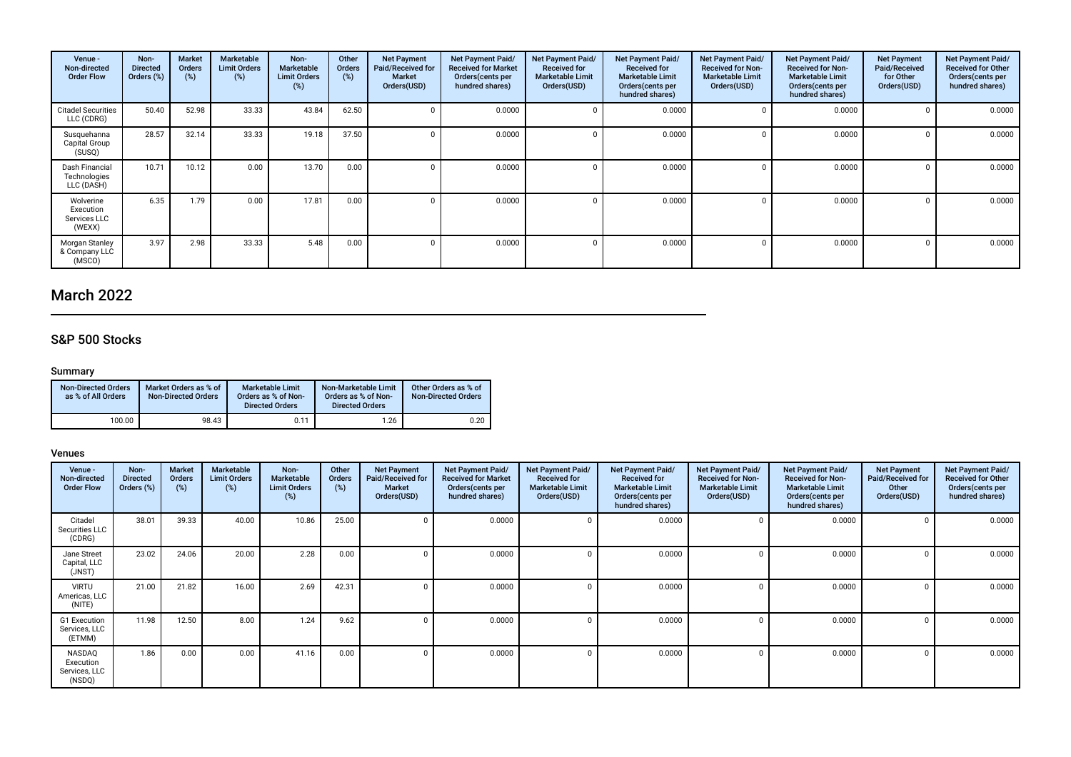| Venue - Non-directed Order Flow | Non-Directed Orders (%) | Market Orders (%) | Marketable Limit Orders (%) | Non-Marketable Limit Orders (%) | Other Orders (%) | Net Payment Paid/Received for Market Orders(USD) | Net Payment Paid/Received for Market Orders(cents per hundred shares) | Net Payment Paid/Received for Marketable Limit Orders(USD) | Net Payment Paid/Received for Marketable Limit Orders(cents per hundred shares) | Net Payment Paid/Received for Non-Marketable Limit Orders(USD) | Net Payment Paid/Received for Non-Marketable Limit Orders(cents per hundred shares) | Net Payment Paid/Received for Other Orders(USD) | Net Payment Paid/Received for Other Orders(cents per hundred shares) |
|---|---|---|---|---|---|---|---|---|---|---|---|---|---|
| Citadel Securities LLC (CDRG) | 50.40 | 52.98 | 33.33 | 43.84 | 62.50 | 0 | 0.0000 | 0 | 0.0000 | 0 | 0.0000 | 0 | 0.0000 |
| Susquehanna Capital Group (SUSQ) | 28.57 | 32.14 | 33.33 | 19.18 | 37.50 | 0 | 0.0000 | 0 | 0.0000 | 0 | 0.0000 | 0 | 0.0000 |
| Dash Financial Technologies LLC (DASH) | 10.71 | 10.12 | 0.00 | 13.70 | 0.00 | 0 | 0.0000 | 0 | 0.0000 | 0 | 0.0000 | 0 | 0.0000 |
| Wolverine Execution Services LLC (WEXX) | 6.35 | 1.79 | 0.00 | 17.81 | 0.00 | 0 | 0.0000 | 0 | 0.0000 | 0 | 0.0000 | 0 | 0.0000 |
| Morgan Stanley & Company LLC (MSCO) | 3.97 | 2.98 | 33.33 | 5.48 | 0.00 | 0 | 0.0000 | 0 | 0.0000 | 0 | 0.0000 | 0 | 0.0000 |

# March 2022

## S&P 500 Stocks

### Summary

| Non-Directed Orders as % of All Orders | Market Orders as % of Non-Directed Orders | Marketable Limit Orders as % of Non-Directed Orders | Non-Marketable Limit Orders as % of Non-Directed Orders | Other Orders as % of Non-Directed Orders |
|---|---|---|---|---|
| 100.00 | 98.43 | 0.11 | 1.26 | 0.20 |

### Venues

| Venue - Non-directed Order Flow | Non-Directed Orders (%) | Market Orders (%) | Marketable Limit Orders (%) | Non-Marketable Limit Orders (%) | Other Orders (%) | Net Payment Paid/Received for Market Orders(USD) | Net Payment Paid/Received for Market Orders(cents per hundred shares) | Net Payment Paid/Received for Marketable Limit Orders(USD) | Net Payment Paid/Received for Marketable Limit Orders(cents per hundred shares) | Net Payment Paid/Received for Non-Marketable Limit Orders(USD) | Net Payment Paid/Received for Non-Marketable Limit Orders(cents per hundred shares) | Net Payment Paid/Received for Other Orders(USD) | Net Payment Paid/Received for Other Orders(cents per hundred shares) |
|---|---|---|---|---|---|---|---|---|---|---|---|---|---|
| Citadel Securities LLC (CDRG) | 38.01 | 39.33 | 40.00 | 10.86 | 25.00 | 0 | 0.0000 | 0 | 0.0000 | 0 | 0.0000 | 0 | 0.0000 |
| Jane Street Capital, LLC (JNST) | 23.02 | 24.06 | 20.00 | 2.28 | 0.00 | 0 | 0.0000 | 0 | 0.0000 | 0 | 0.0000 | 0 | 0.0000 |
| VIRTU Americas, LLC (NITE) | 21.00 | 21.82 | 16.00 | 2.69 | 42.31 | 0 | 0.0000 | 0 | 0.0000 | 0 | 0.0000 | 0 | 0.0000 |
| G1 Execution Services, LLC (ETMM) | 11.98 | 12.50 | 8.00 | 1.24 | 9.62 | 0 | 0.0000 | 0 | 0.0000 | 0 | 0.0000 | 0 | 0.0000 |
| NASDAQ Execution Services, LLC (NSDQ) | 1.86 | 0.00 | 0.00 | 41.16 | 0.00 | 0 | 0.0000 | 0 | 0.0000 | 0 | 0.0000 | 0 | 0.0000 |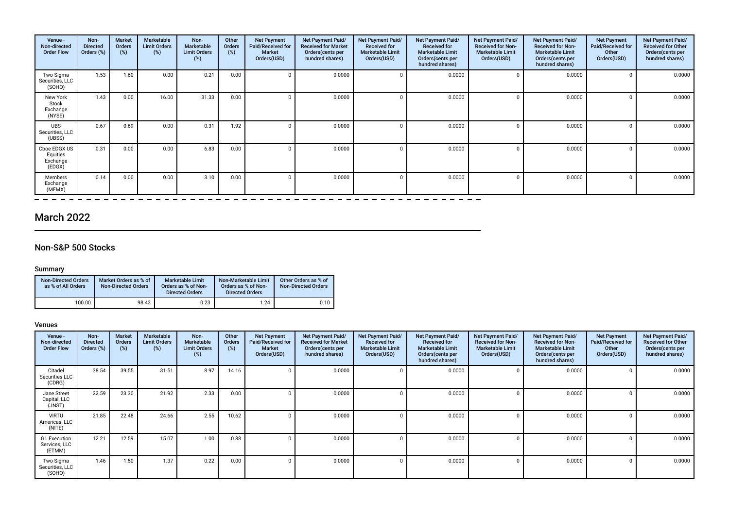| Venue - Non-directed Order Flow | Non-Directed Orders (%) | Market Orders (%) | Marketable Limit Orders (%) | Non-Marketable Limit Orders (%) | Other Orders (%) | Net Payment Paid/Received for Market Orders(USD) | Net Payment Paid/ Received for Market Orders(cents per hundred shares) | Net Payment Paid/ Received for Marketable Limit Orders(USD) | Net Payment Paid/ Received for Marketable Limit Orders(cents per hundred shares) | Net Payment Paid/ Received for Non-Marketable Limit Orders(USD) | Net Payment Paid/ Received for Non-Marketable Limit Orders(cents per hundred shares) | Net Payment Paid/Received for Other Orders(USD) | Net Payment Paid/ Received for Other Orders(cents per hundred shares) |
|---|---|---|---|---|---|---|---|---|---|---|---|---|---|
| Two Sigma Securities, LLC (SOHO) | 1.53 | 1.60 | 0.00 | 0.21 | 0.00 | 0 | 0.0000 | 0 | 0.0000 | 0 | 0.0000 | 0 | 0.0000 |
| New York Stock Exchange (NYSE) | 1.43 | 0.00 | 16.00 | 31.33 | 0.00 | 0 | 0.0000 | 0 | 0.0000 | 0 | 0.0000 | 0 | 0.0000 |
| UBS Securities, LLC (UBSS) | 0.67 | 0.69 | 0.00 | 0.31 | 1.92 | 0 | 0.0000 | 0 | 0.0000 | 0 | 0.0000 | 0 | 0.0000 |
| Cboe EDGX US Equities Exchange (EDGX) | 0.31 | 0.00 | 0.00 | 6.83 | 0.00 | 0 | 0.0000 | 0 | 0.0000 | 0 | 0.0000 | 0 | 0.0000 |
| Members Exchange (MEMX) | 0.14 | 0.00 | 0.00 | 3.10 | 0.00 | 0 | 0.0000 | 0 | 0.0000 | 0 | 0.0000 | 0 | 0.0000 |

## March 2022

### Non-S&P 500 Stocks

#### Summary

| Non-Directed Orders as % of All Orders | Market Orders as % of Non-Directed Orders | Marketable Limit Orders as % of Non-Directed Orders | Non-Marketable Limit Orders as % of Non-Directed Orders | Other Orders as % of Non-Directed Orders |
|---|---|---|---|---|
| 100.00 | 98.43 | 0.23 | 1.24 | 0.10 |

#### Venues

| Venue - Non-directed Order Flow | Non-Directed Orders (%) | Market Orders (%) | Marketable Limit Orders (%) | Non-Marketable Limit Orders (%) | Other Orders (%) | Net Payment Paid/Received for Market Orders(USD) | Net Payment Paid/ Received for Market Orders(cents per hundred shares) | Net Payment Paid/ Received for Marketable Limit Orders(USD) | Net Payment Paid/ Received for Marketable Limit Orders(cents per hundred shares) | Net Payment Paid/ Received for Non-Marketable Limit Orders(USD) | Net Payment Paid/ Received for Non-Marketable Limit Orders(cents per hundred shares) | Net Payment Paid/Received for Other Orders(USD) | Net Payment Paid/ Received for Other Orders(cents per hundred shares) |
|---|---|---|---|---|---|---|---|---|---|---|---|---|---|
| Citadel Securities LLC (CDRG) | 38.54 | 39.55 | 31.51 | 8.97 | 14.16 | 0 | 0.0000 | 0 | 0.0000 | 0 | 0.0000 | 0 | 0.0000 |
| Jane Street Capital, LLC (JNST) | 22.59 | 23.30 | 21.92 | 2.33 | 0.00 | 0 | 0.0000 | 0 | 0.0000 | 0 | 0.0000 | 0 | 0.0000 |
| VIRTU Americas, LLC (NITE) | 21.85 | 22.48 | 24.66 | 2.55 | 10.62 | 0 | 0.0000 | 0 | 0.0000 | 0 | 0.0000 | 0 | 0.0000 |
| G1 Execution Services, LLC (ETMM) | 12.21 | 12.59 | 15.07 | 1.00 | 0.88 | 0 | 0.0000 | 0 | 0.0000 | 0 | 0.0000 | 0 | 0.0000 |
| Two Sigma Securities, LLC (SOHO) | 1.46 | 1.50 | 1.37 | 0.22 | 0.00 | 0 | 0.0000 | 0 | 0.0000 | 0 | 0.0000 | 0 | 0.0000 |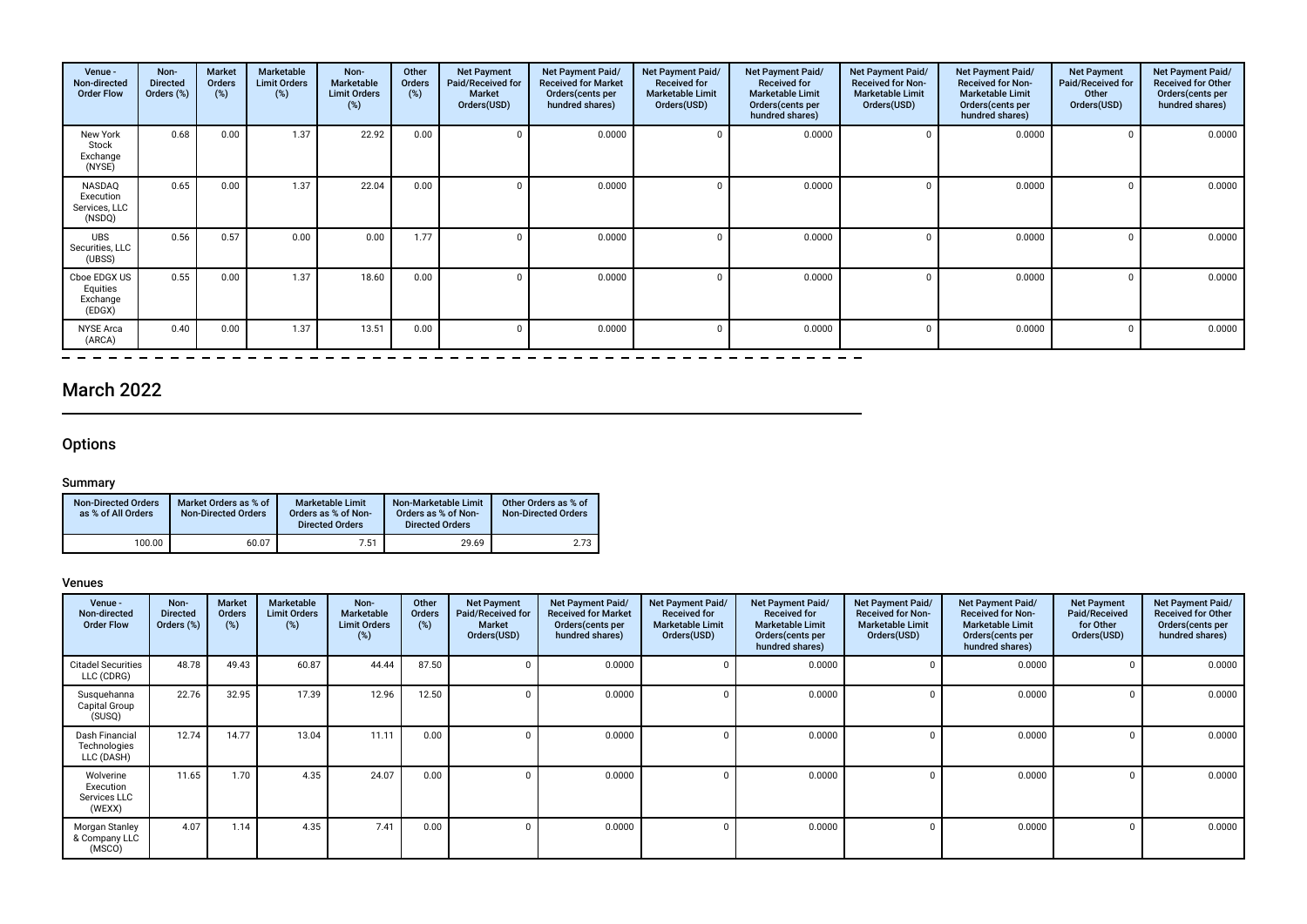| Venue - Non-directed Order Flow | Non-Directed Orders (%) | Market Orders (%) | Marketable Limit Orders (%) | Non-Marketable Limit Orders (%) | Other Orders (%) | Net Payment Paid/Received for Market Orders(USD) | Net Payment Paid/ Received for Market Orders(cents per hundred shares) | Net Payment Paid/ Received for Marketable Limit Orders(USD) | Net Payment Paid/ Received for Marketable Limit Orders(cents per hundred shares) | Net Payment Paid/ Received for Non-Marketable Limit Orders(USD) | Net Payment Paid/ Received for Non-Marketable Limit Orders(cents per hundred shares) | Net Payment Paid/Received for Other Orders(USD) | Net Payment Paid/ Received for Other Orders(cents per hundred shares) |
|---|---|---|---|---|---|---|---|---|---|---|---|---|---|
| New York Stock Exchange (NYSE) | 0.68 | 0.00 | 1.37 | 22.92 | 0.00 | 0 | 0.0000 | 0 | 0.0000 | 0 | 0.0000 | 0 | 0.0000 |
| NASDAQ Execution Services, LLC (NSDQ) | 0.65 | 0.00 | 1.37 | 22.04 | 0.00 | 0 | 0.0000 | 0 | 0.0000 | 0 | 0.0000 | 0 | 0.0000 |
| UBS Securities, LLC (UBSS) | 0.56 | 0.57 | 0.00 | 0.00 | 1.77 | 0 | 0.0000 | 0 | 0.0000 | 0 | 0.0000 | 0 | 0.0000 |
| Cboe EDGX US Equities Exchange (EDGX) | 0.55 | 0.00 | 1.37 | 18.60 | 0.00 | 0 | 0.0000 | 0 | 0.0000 | 0 | 0.0000 | 0 | 0.0000 |
| NYSE Arca (ARCA) | 0.40 | 0.00 | 1.37 | 13.51 | 0.00 | 0 | 0.0000 | 0 | 0.0000 | 0 | 0.0000 | 0 | 0.0000 |

## March 2022

### Options

#### Summary

| Non-Directed Orders as % of All Orders | Market Orders as % of Non-Directed Orders | Marketable Limit Orders as % of Non-Directed Orders | Non-Marketable Limit Orders as % of Non-Directed Orders | Other Orders as % of Non-Directed Orders |
|---|---|---|---|---|
| 100.00 | 60.07 | 7.51 | 29.69 | 2.73 |

#### Venues

| Venue - Non-directed Order Flow | Non-Directed Orders (%) | Market Orders (%) | Marketable Limit Orders (%) | Non-Marketable Limit Orders (%) | Other Orders (%) | Net Payment Paid/Received for Market Orders(USD) | Net Payment Paid/ Received for Market Orders(cents per hundred shares) | Net Payment Paid/ Received for Marketable Limit Orders(USD) | Net Payment Paid/ Received for Marketable Limit Orders(cents per hundred shares) | Net Payment Paid/ Received for Non-Marketable Limit Orders(USD) | Net Payment Paid/ Received for Non-Marketable Limit Orders(cents per hundred shares) | Net Payment Paid/Received for Other Orders(USD) | Net Payment Paid/ Received for Other Orders(cents per hundred shares) |
|---|---|---|---|---|---|---|---|---|---|---|---|---|---|
| Citadel Securities LLC (CDRG) | 48.78 | 49.43 | 60.87 | 44.44 | 87.50 | 0 | 0.0000 | 0 | 0.0000 | 0 | 0.0000 | 0 | 0.0000 |
| Susquehanna Capital Group (SUSQ) | 22.76 | 32.95 | 17.39 | 12.96 | 12.50 | 0 | 0.0000 | 0 | 0.0000 | 0 | 0.0000 | 0 | 0.0000 |
| Dash Financial Technologies LLC (DASH) | 12.74 | 14.77 | 13.04 | 11.11 | 0.00 | 0 | 0.0000 | 0 | 0.0000 | 0 | 0.0000 | 0 | 0.0000 |
| Wolverine Execution Services LLC (WEXX) | 11.65 | 1.70 | 4.35 | 24.07 | 0.00 | 0 | 0.0000 | 0 | 0.0000 | 0 | 0.0000 | 0 | 0.0000 |
| Morgan Stanley & Company LLC (MSCO) | 4.07 | 1.14 | 4.35 | 7.41 | 0.00 | 0 | 0.0000 | 0 | 0.0000 | 0 | 0.0000 | 0 | 0.0000 |